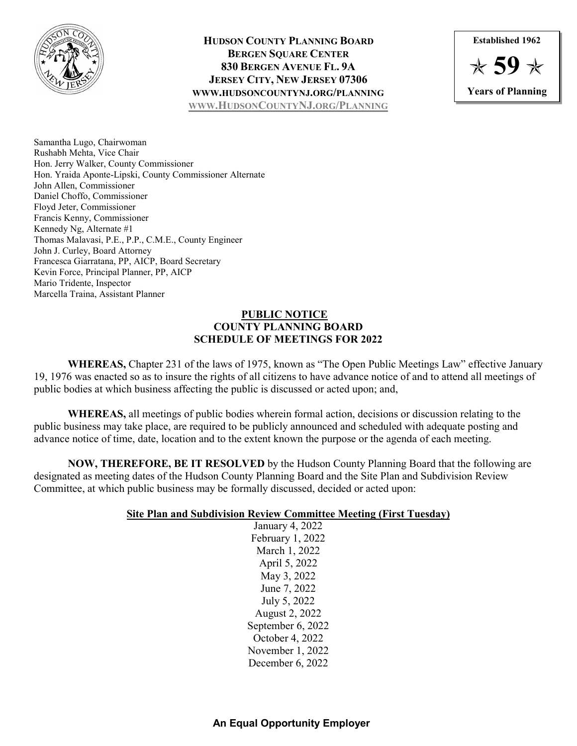**HUDSON COUNTY PLANNING BOARD**
**BERGEN SQUARE CENTER**
**830 BERGEN AVENUE FL. 9A**
**JERSEY CITY, NEW JERSEY 07306**
**WWW.HUDSONCOUNTYNJ.ORG/PLANNING**
**WWW.HUDSONCOUNTYNJ.ORG/PLANNING**

**Established 1962**
**⭐ 59 ⭐**
**Years of Planning**

Samantha Lugo, Chairwoman
Rushabh Mehta, Vice Chair
Hon. Jerry Walker, County Commissioner
Hon. Yraida Aponte-Lipski, County Commissioner Alternate
John Allen, Commissioner
Daniel Choffo, Commissioner
Floyd Jeter, Commissioner
Francis Kenny, Commissioner
Kennedy Ng, Alternate #1
Thomas Malavasi, P.E., P.P., C.M.E., County Engineer
John J. Curley, Board Attorney
Francesca Giarratana, PP, AICP, Board Secretary
Kevin Force, Principal Planner, PP, AICP
Mario Tridente, Inspector
Marcella Traina, Assistant Planner

# PUBLIC NOTICE
## COUNTY PLANNING BOARD
## SCHEDULE OF MEETINGS FOR 2022

**WHEREAS,** Chapter 231 of the laws of 1975, known as "The Open Public Meetings Law" effective January 19, 1976 was enacted so as to insure the rights of all citizens to have advance notice of and to attend all meetings of public bodies at which business affecting the public is discussed or acted upon; and,

**WHEREAS,** all meetings of public bodies wherein formal action, decisions or discussion relating to the public business may take place, are required to be publicly announced and scheduled with adequate posting and advance notice of time, date, location and to the extent known the purpose or the agenda of each meeting.

**NOW, THEREFORE, BE IT RESOLVED** by the Hudson County Planning Board that the following are designated as meeting dates of the Hudson County Planning Board and the Site Plan and Subdivision Review Committee, at which public business may be formally discussed, decided or acted upon:

**Site Plan and Subdivision Review Committee Meeting (First Tuesday)**

January 4, 2022
February 1, 2022
March 1, 2022
April 5, 2022
May 3, 2022
June 7, 2022
July 5, 2022
August 2, 2022
September 6, 2022
October 4, 2022
November 1, 2022
December 6, 2022

**An Equal Opportunity Employer**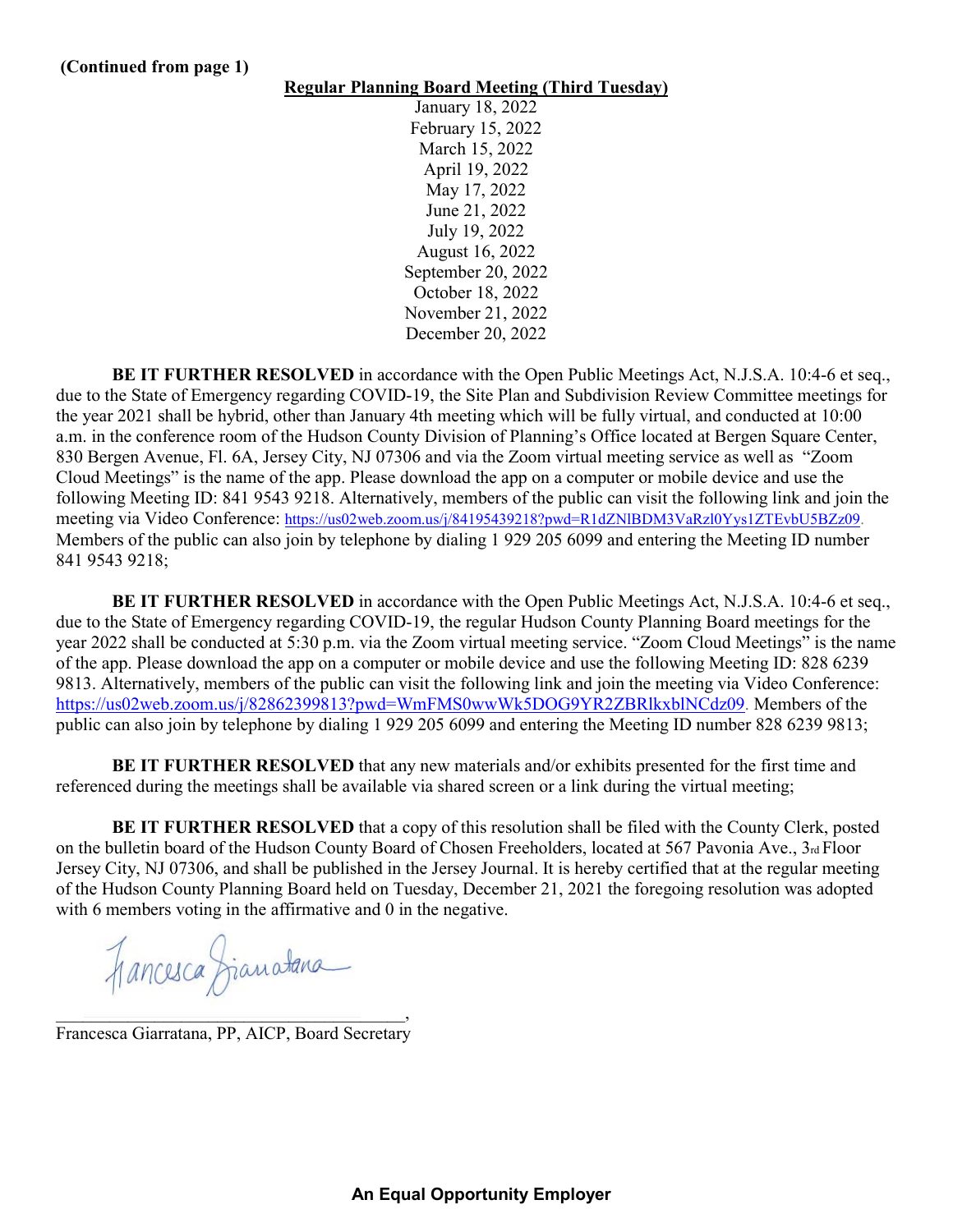**(Continued from page 1)**

**Regular Planning Board Meeting (Third Tuesday)**

January 18, 2022
February 15, 2022
March 15, 2022
April 19, 2022
May 17, 2022
June 21, 2022
July 19, 2022
August 16, 2022
September 20, 2022
October 18, 2022
November 21, 2022
December 20, 2022

**BE IT FURTHER RESOLVED** in accordance with the Open Public Meetings Act, N.J.S.A. 10:4-6 et seq., due to the State of Emergency regarding COVID-19, the Site Plan and Subdivision Review Committee meetings for the year 2021 shall be hybrid, other than January 4th meeting which will be fully virtual, and conducted at 10:00 a.m. in the conference room of the Hudson County Division of Planning's Office located at Bergen Square Center, 830 Bergen Avenue, Fl. 6A, Jersey City, NJ 07306 and via the Zoom virtual meeting service as well as "Zoom Cloud Meetings" is the name of the app. Please download the app on a computer or mobile device and use the following Meeting ID: 841 9543 9218. Alternatively, members of the public can visit the following link and join the meeting via Video Conference: https://us02web.zoom.us/j/84195439218?pwd=R1dZNlBDM3VaRzl0Yys1ZTEvbU5BZz09. Members of the public can also join by telephone by dialing 1 929 205 6099 and entering the Meeting ID number 841 9543 9218;

**BE IT FURTHER RESOLVED** in accordance with the Open Public Meetings Act, N.J.S.A. 10:4-6 et seq., due to the State of Emergency regarding COVID-19, the regular Hudson County Planning Board meetings for the year 2022 shall be conducted at 5:30 p.m. via the Zoom virtual meeting service. "Zoom Cloud Meetings" is the name of the app. Please download the app on a computer or mobile device and use the following Meeting ID: 828 6239 9813. Alternatively, members of the public can visit the following link and join the meeting via Video Conference: https://us02web.zoom.us/j/82862399813?pwd=WmFMS0wwWk5DOG9YR2ZBRlkxblNCdz09. Members of the public can also join by telephone by dialing 1 929 205 6099 and entering the Meeting ID number 828 6239 9813;

**BE IT FURTHER RESOLVED** that any new materials and/or exhibits presented for the first time and referenced during the meetings shall be available via shared screen or a link during the virtual meeting;

**BE IT FURTHER RESOLVED** that a copy of this resolution shall be filed with the County Clerk, posted on the bulletin board of the Hudson County Board of Chosen Freeholders, located at 567 Pavonia Ave., 3rd Floor Jersey City, NJ 07306, and shall be published in the Jersey Journal. It is hereby certified that at the regular meeting of the Hudson County Planning Board held on Tuesday, December 21, 2021 the foregoing resolution was adopted with 6 members voting in the affirmative and 0 in the negative.

Francesca Giarratana

\_\_\_\_\_\_\_\_\_\_\_\_\_\_\_\_\_\_\_\_\_\_\_\_\_\_\_\_\_\_\_\_\_\_\_\_,
Francesca Giarratana, PP, AICP, Board Secretary

**An Equal Opportunity Employer**